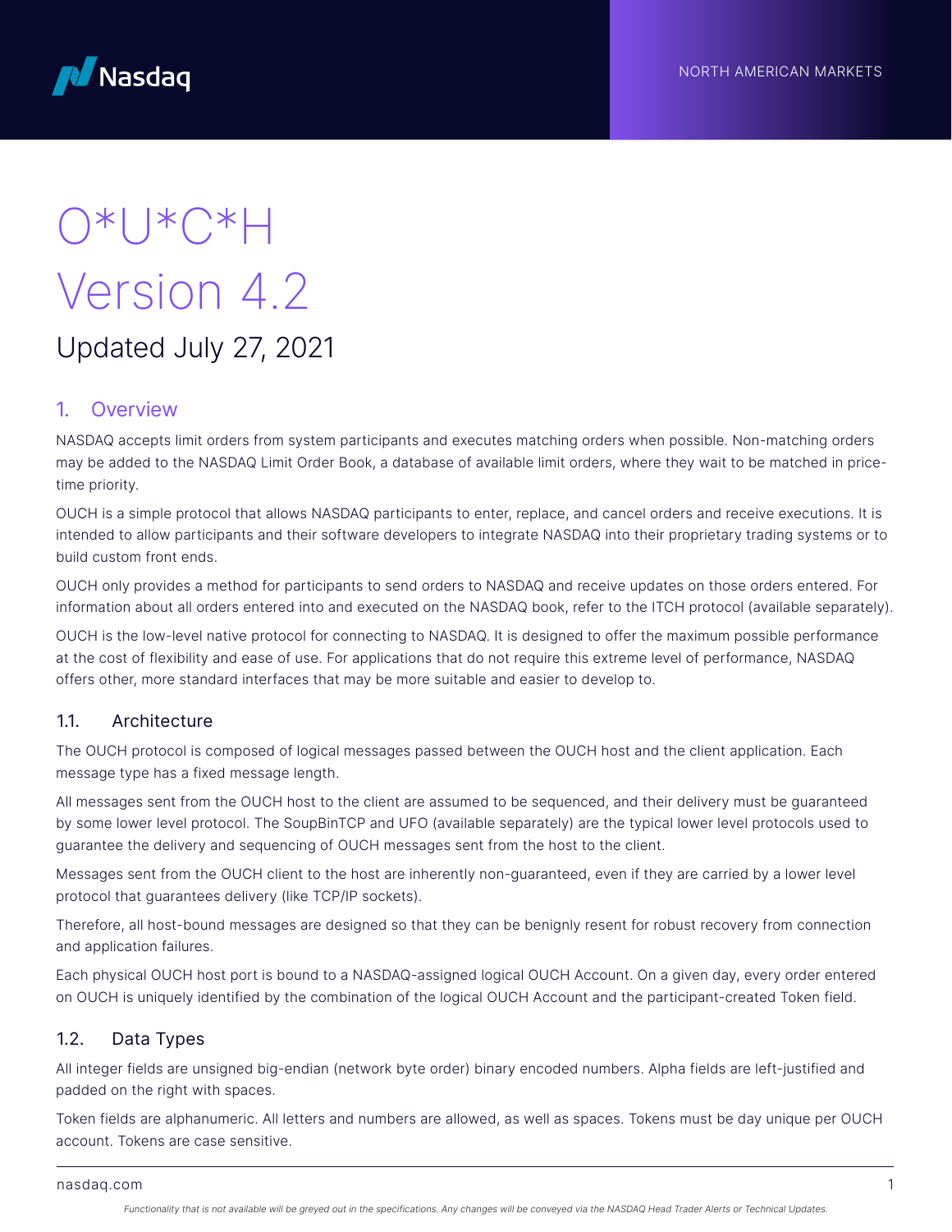NORTH AMERICAN MARKETS

# O*U*C*H Version 4.2

Updated July 27, 2021

## 1. Overview

NASDAQ accepts limit orders from system participants and executes matching orders when possible. Non-matching orders may be added to the NASDAQ Limit Order Book, a database of available limit orders, where they wait to be matched in price-time priority.

OUCH is a simple protocol that allows NASDAQ participants to enter, replace, and cancel orders and receive executions. It is intended to allow participants and their software developers to integrate NASDAQ into their proprietary trading systems or to build custom front ends.

OUCH only provides a method for participants to send orders to NASDAQ and receive updates on those orders entered. For information about all orders entered into and executed on the NASDAQ book, refer to the ITCH protocol (available separately).

OUCH is the low-level native protocol for connecting to NASDAQ. It is designed to offer the maximum possible performance at the cost of flexibility and ease of use. For applications that do not require this extreme level of performance, NASDAQ offers other, more standard interfaces that may be more suitable and easier to develop to.

### 1.1. Architecture

The OUCH protocol is composed of logical messages passed between the OUCH host and the client application. Each message type has a fixed message length.

All messages sent from the OUCH host to the client are assumed to be sequenced, and their delivery must be guaranteed by some lower level protocol. The SoupBinTCP and UFO (available separately) are the typical lower level protocols used to guarantee the delivery and sequencing of OUCH messages sent from the host to the client.

Messages sent from the OUCH client to the host are inherently non-guaranteed, even if they are carried by a lower level protocol that guarantees delivery (like TCP/IP sockets).

Therefore, all host-bound messages are designed so that they can be benignly resent for robust recovery from connection and application failures.

Each physical OUCH host port is bound to a NASDAQ-assigned logical OUCH Account. On a given day, every order entered on OUCH is uniquely identified by the combination of the logical OUCH Account and the participant-created Token field.

### 1.2. Data Types

All integer fields are unsigned big-endian (network byte order) binary encoded numbers. Alpha fields are left-justified and padded on the right with spaces.

Token fields are alphanumeric. All letters and numbers are allowed, as well as spaces. Tokens must be day unique per OUCH account. Tokens are case sensitive.

*Functionality that is not available will be greyed out in the specifications. Any changes will be conveyed via the NASDAQ Head Trader Alerts or Technical Updates.*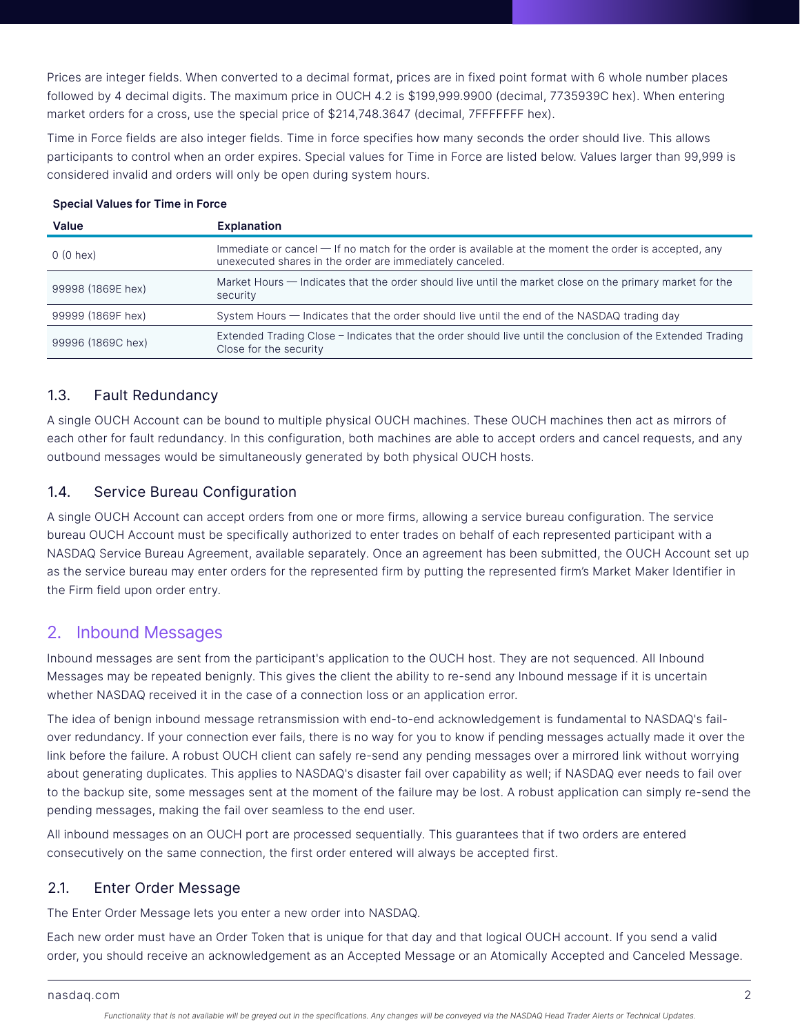Prices are integer fields. When converted to a decimal format, prices are in fixed point format with 6 whole number places followed by 4 decimal digits. The maximum price in OUCH 4.2 is $199,999.9900 (decimal, 7735939C hex). When entering market orders for a cross, use the special price of $214,748.3647 (decimal, 7FFFFFFF hex).

Time in Force fields are also integer fields. Time in force specifies how many seconds the order should live. This allows participants to control when an order expires. Special values for Time in Force are listed below. Values larger than 99,999 is considered invalid and orders will only be open during system hours.

**Special Values for Time in Force**

| Value | Explanation |
| --- | --- |
| 0 (0 hex) | Immediate or cancel — If no match for the order is available at the moment the order is accepted, any unexecuted shares in the order are immediately canceled. |
| 99998 (1869E hex) | Market Hours — Indicates that the order should live until the market close on the primary market for the security |
| 99999 (1869F hex) | System Hours — Indicates that the order should live until the end of the NASDAQ trading day |
| 99996 (1869C hex) | Extended Trading Close – Indicates that the order should live until the conclusion of the Extended Trading Close for the security |

### 1.3. Fault Redundancy

A single OUCH Account can be bound to multiple physical OUCH machines. These OUCH machines then act as mirrors of each other for fault redundancy. In this configuration, both machines are able to accept orders and cancel requests, and any outbound messages would be simultaneously generated by both physical OUCH hosts.

### 1.4. Service Bureau Configuration

A single OUCH Account can accept orders from one or more firms, allowing a service bureau configuration. The service bureau OUCH Account must be specifically authorized to enter trades on behalf of each represented participant with a NASDAQ Service Bureau Agreement, available separately. Once an agreement has been submitted, the OUCH Account set up as the service bureau may enter orders for the represented firm by putting the represented firm's Market Maker Identifier in the Firm field upon order entry.

## 2. Inbound Messages

Inbound messages are sent from the participant's application to the OUCH host. They are not sequenced. All Inbound Messages may be repeated benignly. This gives the client the ability to re-send any Inbound message if it is uncertain whether NASDAQ received it in the case of a connection loss or an application error.

The idea of benign inbound message retransmission with end-to-end acknowledgement is fundamental to NASDAQ's fail-over redundancy. If your connection ever fails, there is no way for you to know if pending messages actually made it over the link before the failure. A robust OUCH client can safely re-send any pending messages over a mirrored link without worrying about generating duplicates. This applies to NASDAQ's disaster fail over capability as well; if NASDAQ ever needs to fail over to the backup site, some messages sent at the moment of the failure may be lost. A robust application can simply re-send the pending messages, making the fail over seamless to the end user.

All inbound messages on an OUCH port are processed sequentially. This guarantees that if two orders are entered consecutively on the same connection, the first order entered will always be accepted first.

### 2.1. Enter Order Message

The Enter Order Message lets you enter a new order into NASDAQ.

Each new order must have an Order Token that is unique for that day and that logical OUCH account. If you send a valid order, you should receive an acknowledgement as an Accepted Message or an Atomically Accepted and Canceled Message.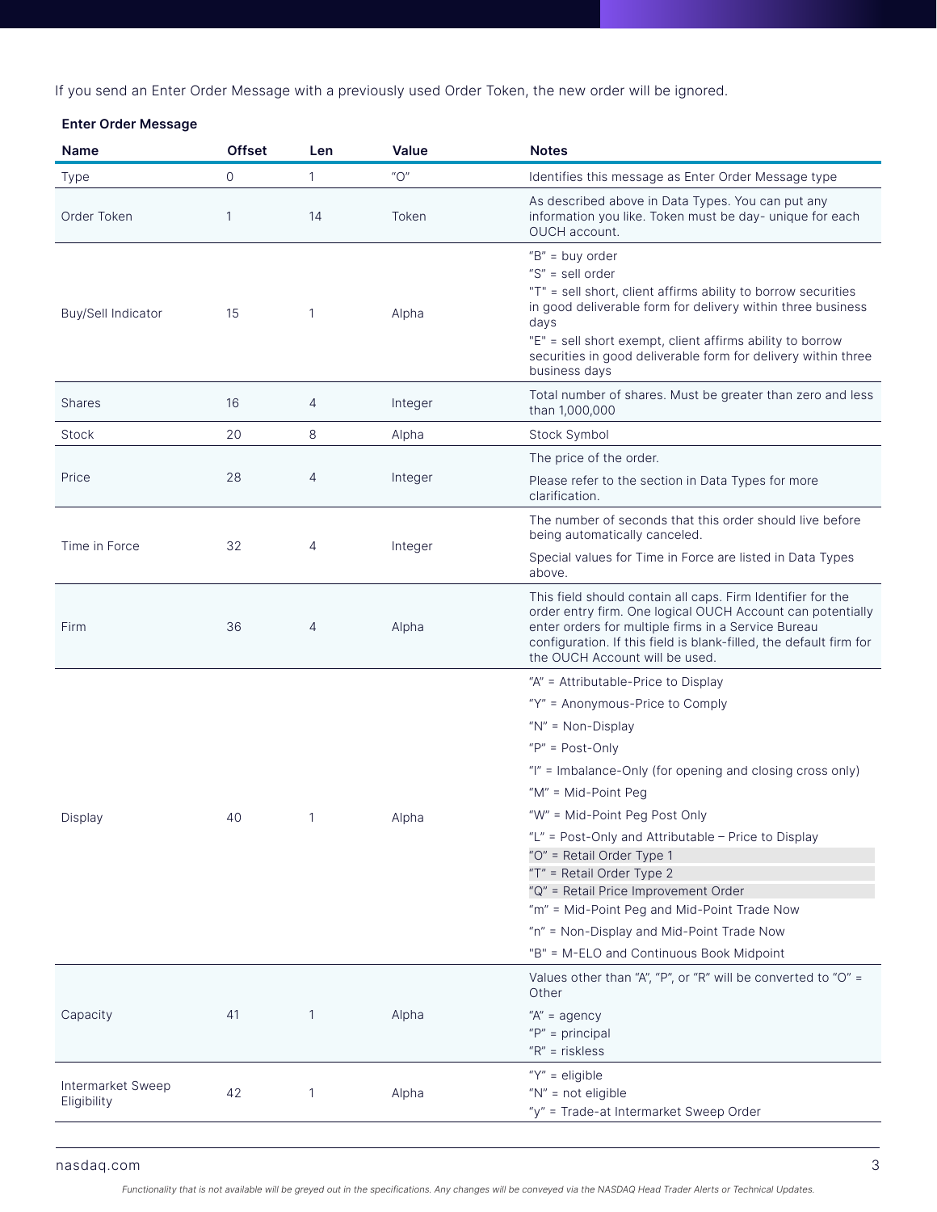If you send an Enter Order Message with a previously used Order Token, the new order will be ignored.

**Enter Order Message**

| Name | Offset | Len | Value | Notes |
|---|---|---|---|---|
| Type | 0 | 1 | "O" | Identifies this message as Enter Order Message type |
| Order Token | 1 | 14 | Token | As described above in Data Types. You can put any information you like. Token must be day- unique for each OUCH account. |
| Buy/Sell Indicator | 15 | 1 | Alpha | "B" = buy order<br>"S" = sell order<br>"T" = sell short, client affirms ability to borrow securities in good deliverable form for delivery within three business days<br>"E" = sell short exempt, client affirms ability to borrow securities in good deliverable form for delivery within three business days |
| Shares | 16 | 4 | Integer | Total number of shares. Must be greater than zero and less than 1,000,000 |
| Stock | 20 | 8 | Alpha | Stock Symbol |
| Price | 28 | 4 | Integer | The price of the order.<br>Please refer to the section in Data Types for more clarification. |
| Time in Force | 32 | 4 | Integer | The number of seconds that this order should live before being automatically canceled.<br>Special values for Time in Force are listed in Data Types above. |
| Firm | 36 | 4 | Alpha | This field should contain all caps. Firm Identifier for the order entry firm. One logical OUCH Account can potentially enter orders for multiple firms in a Service Bureau configuration. If this field is blank-filled, the default firm for the OUCH Account will be used. |
| Display | 40 | 1 | Alpha | "A" = Attributable-Price to Display<br>"Y" = Anonymous-Price to Comply<br>"N" = Non-Display<br>"P" = Post-Only<br>"I" = Imbalance-Only (for opening and closing cross only)<br>"M" = Mid-Point Peg<br>"W" = Mid-Point Peg Post Only<br>"L" = Post-Only and Attributable – Price to Display<br>"O" = Retail Order Type 1<br>"T" = Retail Order Type 2<br>"Q" = Retail Price Improvement Order<br>"m" = Mid-Point Peg and Mid-Point Trade Now<br>"n" = Non-Display and Mid-Point Trade Now<br>"B" = M-ELO and Continuous Book Midpoint |
| Capacity | 41 | 1 | Alpha | Values other than "A", "P", or "R" will be converted to "O" = Other<br>"A" = agency<br>"P" = principal<br>"R" = riskless |
| Intermarket Sweep Eligibility | 42 | 1 | Alpha | "Y" = eligible<br>"N" = not eligible<br>"y" = Trade-at Intermarket Sweep Order |

*Functionality that is not available will be greyed out in the specifications. Any changes will be conveyed via the NASDAQ Head Trader Alerts or Technical Updates.*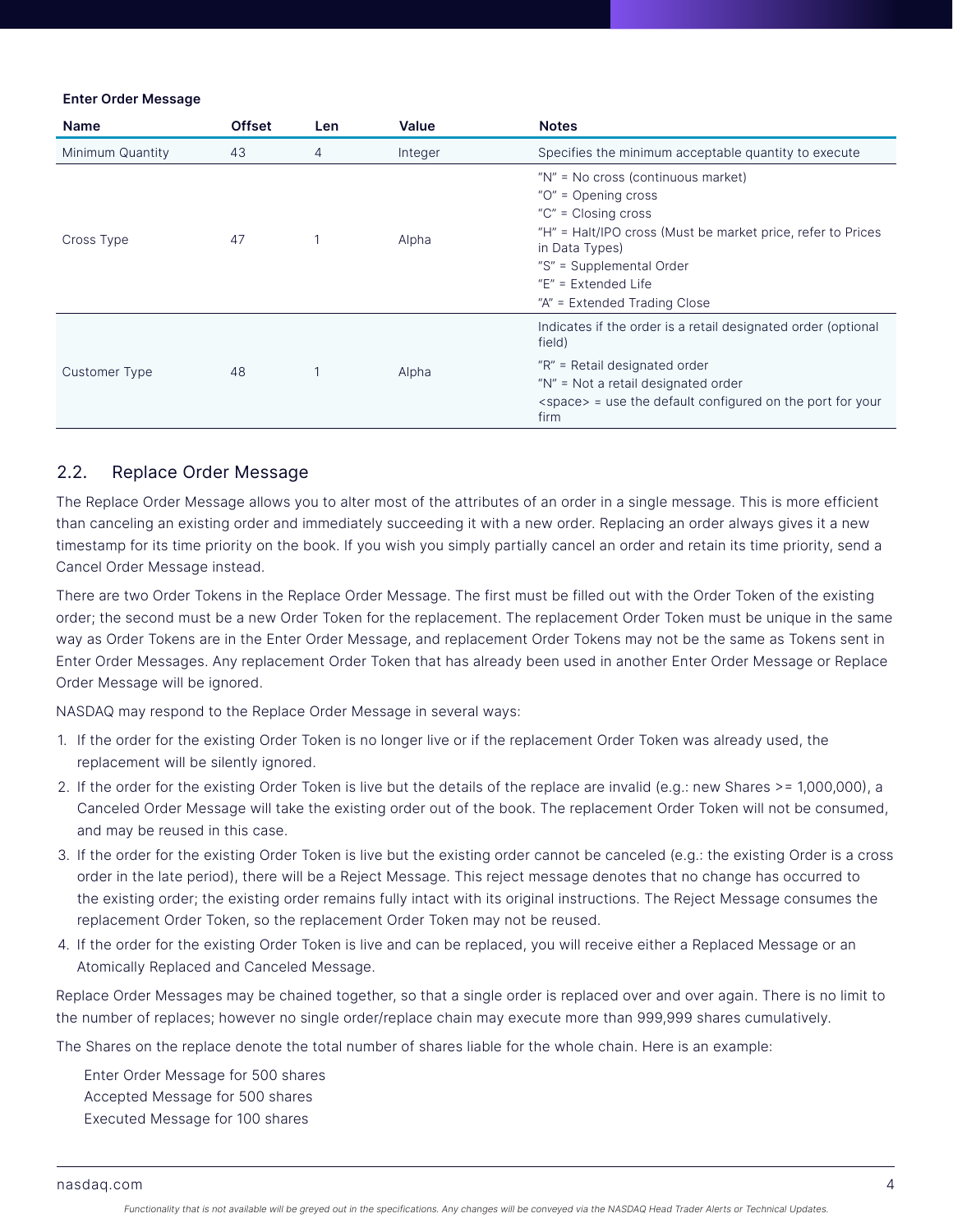**Enter Order Message**

| Name | Offset | Len | Value | Notes |
|---|---|---|---|---|
| Minimum Quantity | 43 | 4 | Integer | Specifies the minimum acceptable quantity to execute |
| Cross Type | 47 | 1 | Alpha | "N" = No cross (continuous market)<br>"O" = Opening cross<br>"C" = Closing cross<br>"H" = Halt/IPO cross (Must be market price, refer to Prices in Data Types)<br>"S" = Supplemental Order<br>"E" = Extended Life<br>"A" = Extended Trading Close |
| Customer Type | 48 | 1 | Alpha | Indicates if the order is a retail designated order (optional field)<br>"R" = Retail designated order<br>"N" = Not a retail designated order<br><space> = use the default configured on the port for your firm |

## 2.2. Replace Order Message

The Replace Order Message allows you to alter most of the attributes of an order in a single message. This is more efficient than canceling an existing order and immediately succeeding it with a new order. Replacing an order always gives it a new timestamp for its time priority on the book. If you wish you simply partially cancel an order and retain its time priority, send a Cancel Order Message instead.

There are two Order Tokens in the Replace Order Message. The first must be filled out with the Order Token of the existing order; the second must be a new Order Token for the replacement. The replacement Order Token must be unique in the same way as Order Tokens are in the Enter Order Message, and replacement Order Tokens may not be the same as Tokens sent in Enter Order Messages. Any replacement Order Token that has already been used in another Enter Order Message or Replace Order Message will be ignored.

NASDAQ may respond to the Replace Order Message in several ways:

1. If the order for the existing Order Token is no longer live or if the replacement Order Token was already used, the replacement will be silently ignored.
2. If the order for the existing Order Token is live but the details of the replace are invalid (e.g.: new Shares >= 1,000,000), a Canceled Order Message will take the existing order out of the book. The replacement Order Token will not be consumed, and may be reused in this case.
3. If the order for the existing Order Token is live but the existing order cannot be canceled (e.g.: the existing Order is a cross order in the late period), there will be a Reject Message. This reject message denotes that no change has occurred to the existing order; the existing order remains fully intact with its original instructions. The Reject Message consumes the replacement Order Token, so the replacement Order Token may not be reused.
4. If the order for the existing Order Token is live and can be replaced, you will receive either a Replaced Message or an Atomically Replaced and Canceled Message.

Replace Order Messages may be chained together, so that a single order is replaced over and over again. There is no limit to the number of replaces; however no single order/replace chain may execute more than 999,999 shares cumulatively.

The Shares on the replace denote the total number of shares liable for the whole chain. Here is an example:

Enter Order Message for 500 shares
Accepted Message for 500 shares
Executed Message for 100 shares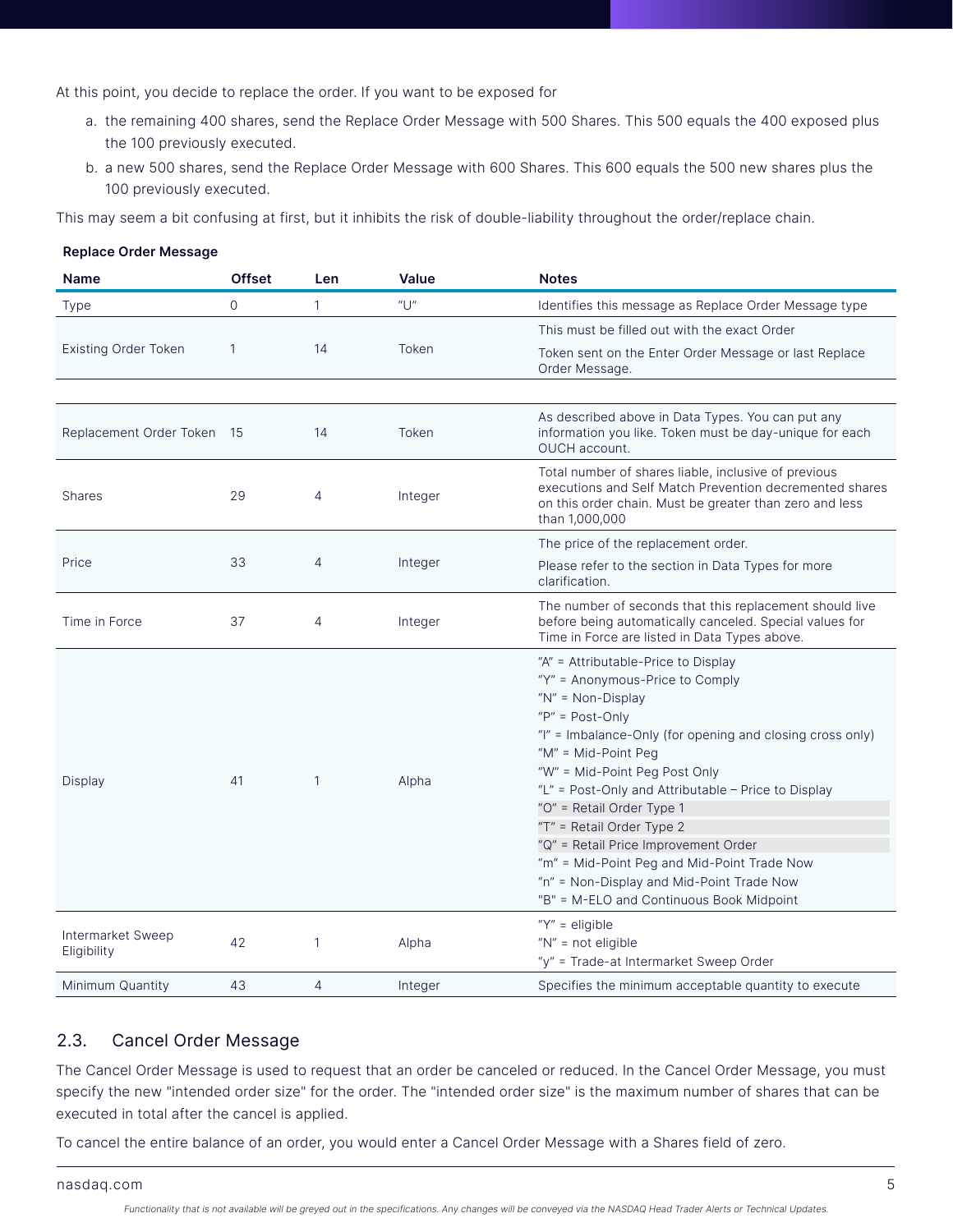At this point, you decide to replace the order. If you want to be exposed for

a. the remaining 400 shares, send the Replace Order Message with 500 Shares. This 500 equals the 400 exposed plus the 100 previously executed.
b. a new 500 shares, send the Replace Order Message with 600 Shares. This 600 equals the 500 new shares plus the 100 previously executed.

This may seem a bit confusing at first, but it inhibits the risk of double-liability throughout the order/replace chain.

**Replace Order Message**

| Name | Offset | Len | Value | Notes |
|---|---|---|---|---|
| Type | 0 | 1 | "U" | Identifies this message as Replace Order Message type |
| Existing Order Token | 1 | 14 | Token | This must be filled out with the exact Order Token sent on the Enter Order Message or last Replace Order Message. |
| | | | | |
| Replacement Order Token | 15 | 14 | Token | As described above in Data Types. You can put any information you like. Token must be day-unique for each OUCH account. |
| Shares | 29 | 4 | Integer | Total number of shares liable, inclusive of previous executions and Self Match Prevention decremented shares on this order chain. Must be greater than zero and less than 1,000,000 |
| Price | 33 | 4 | Integer | The price of the replacement order. Please refer to the section in Data Types for more clarification. |
| Time in Force | 37 | 4 | Integer | The number of seconds that this replacement should live before being automatically canceled. Special values for Time in Force are listed in Data Types above. |
| Display | 41 | 1 | Alpha | "A" = Attributable-Price to Display<br>"Y" = Anonymous-Price to Comply<br>"N" = Non-Display<br>"P" = Post-Only<br>"I" = Imbalance-Only (for opening and closing cross only)<br>"M" = Mid-Point Peg<br>"W" = Mid-Point Peg Post Only<br>"L" = Post-Only and Attributable – Price to Display<br>"O" = Retail Order Type 1<br>"T" = Retail Order Type 2<br>"Q" = Retail Price Improvement Order<br>"m" = Mid-Point Peg and Mid-Point Trade Now<br>"n" = Non-Display and Mid-Point Trade Now<br>"B" = M-ELO and Continuous Book Midpoint |
| Intermarket Sweep Eligibility | 42 | 1 | Alpha | "Y" = eligible<br>"N" = not eligible<br>"y" = Trade-at Intermarket Sweep Order |
| Minimum Quantity | 43 | 4 | Integer | Specifies the minimum acceptable quantity to execute |

## 2.3. Cancel Order Message

The Cancel Order Message is used to request that an order be canceled or reduced. In the Cancel Order Message, you must specify the new "intended order size" for the order. The "intended order size" is the maximum number of shares that can be executed in total after the cancel is applied.

To cancel the entire balance of an order, you would enter a Cancel Order Message with a Shares field of zero.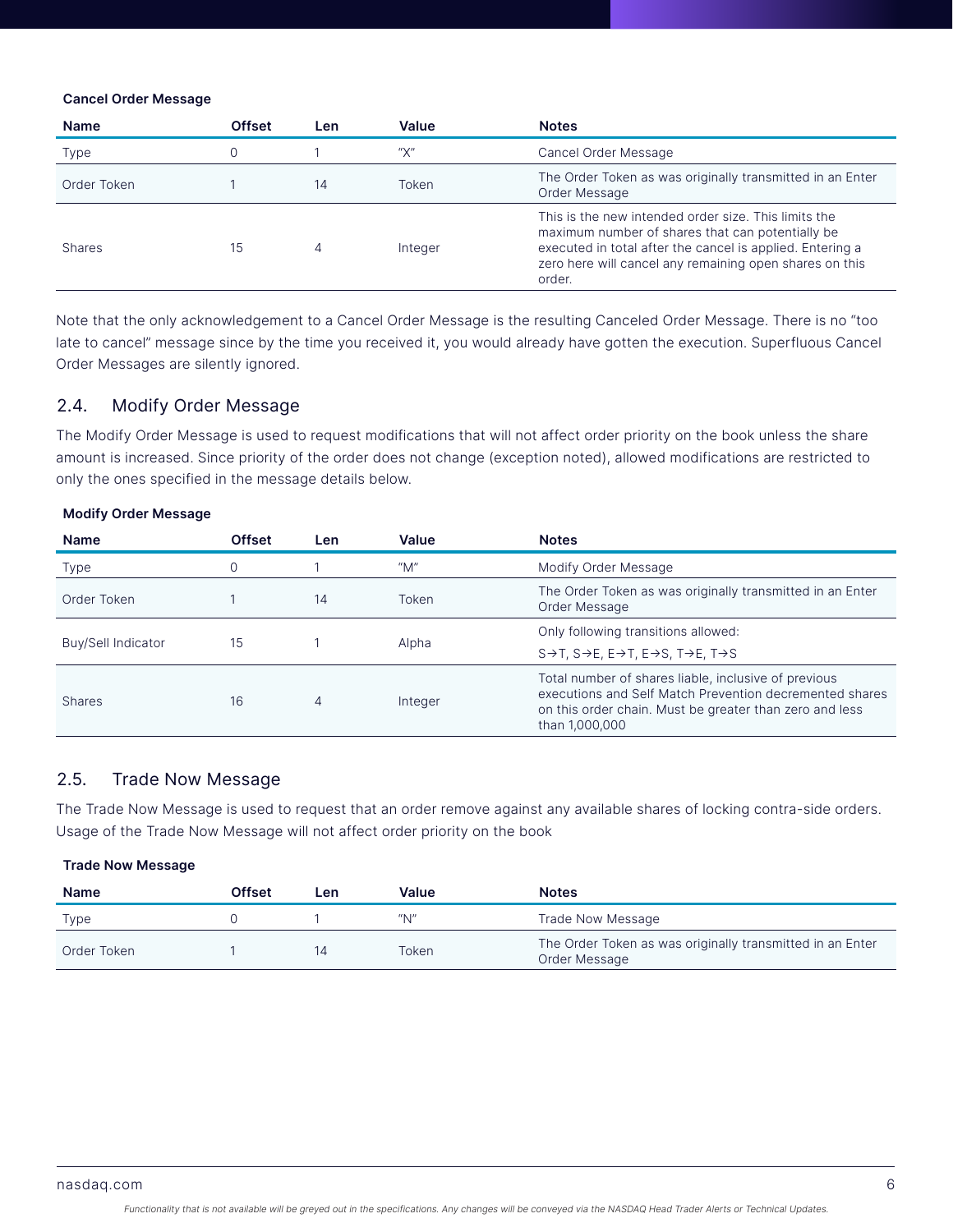**Cancel Order Message**

| Name | Offset | Len | Value | Notes |
|---|---|---|---|---|
| Type | 0 | 1 | "X" | Cancel Order Message |
| Order Token | 1 | 14 | Token | The Order Token as was originally transmitted in an Enter Order Message |
| Shares | 15 | 4 | Integer | This is the new intended order size. This limits the maximum number of shares that can potentially be executed in total after the cancel is applied. Entering a zero here will cancel any remaining open shares on this order. |

Note that the only acknowledgement to a Cancel Order Message is the resulting Canceled Order Message. There is no "too late to cancel" message since by the time you received it, you would already have gotten the execution. Superfluous Cancel Order Messages are silently ignored.

## 2.4. Modify Order Message

The Modify Order Message is used to request modifications that will not affect order priority on the book unless the share amount is increased. Since priority of the order does not change (exception noted), allowed modifications are restricted to only the ones specified in the message details below.

**Modify Order Message**

| Name | Offset | Len | Value | Notes |
|---|---|---|---|---|
| Type | 0 | 1 | "M" | Modify Order Message |
| Order Token | 1 | 14 | Token | The Order Token as was originally transmitted in an Enter Order Message |
| Buy/Sell Indicator | 15 | 1 | Alpha | Only following transitions allowed: S→T, S→E, E→T, E→S, T→E, T→S |
| Shares | 16 | 4 | Integer | Total number of shares liable, inclusive of previous executions and Self Match Prevention decremented shares on this order chain. Must be greater than zero and less than 1,000,000 |

## 2.5. Trade Now Message

The Trade Now Message is used to request that an order remove against any available shares of locking contra-side orders. Usage of the Trade Now Message will not affect order priority on the book

**Trade Now Message**

| Name | Offset | Len | Value | Notes |
|---|---|---|---|---|
| Type | 0 | 1 | "N" | Trade Now Message |
| Order Token | 1 | 14 | Token | The Order Token as was originally transmitted in an Enter Order Message |

*Functionality that is not available will be greyed out in the specifications. Any changes will be conveyed via the NASDAQ Head Trader Alerts or Technical Updates.*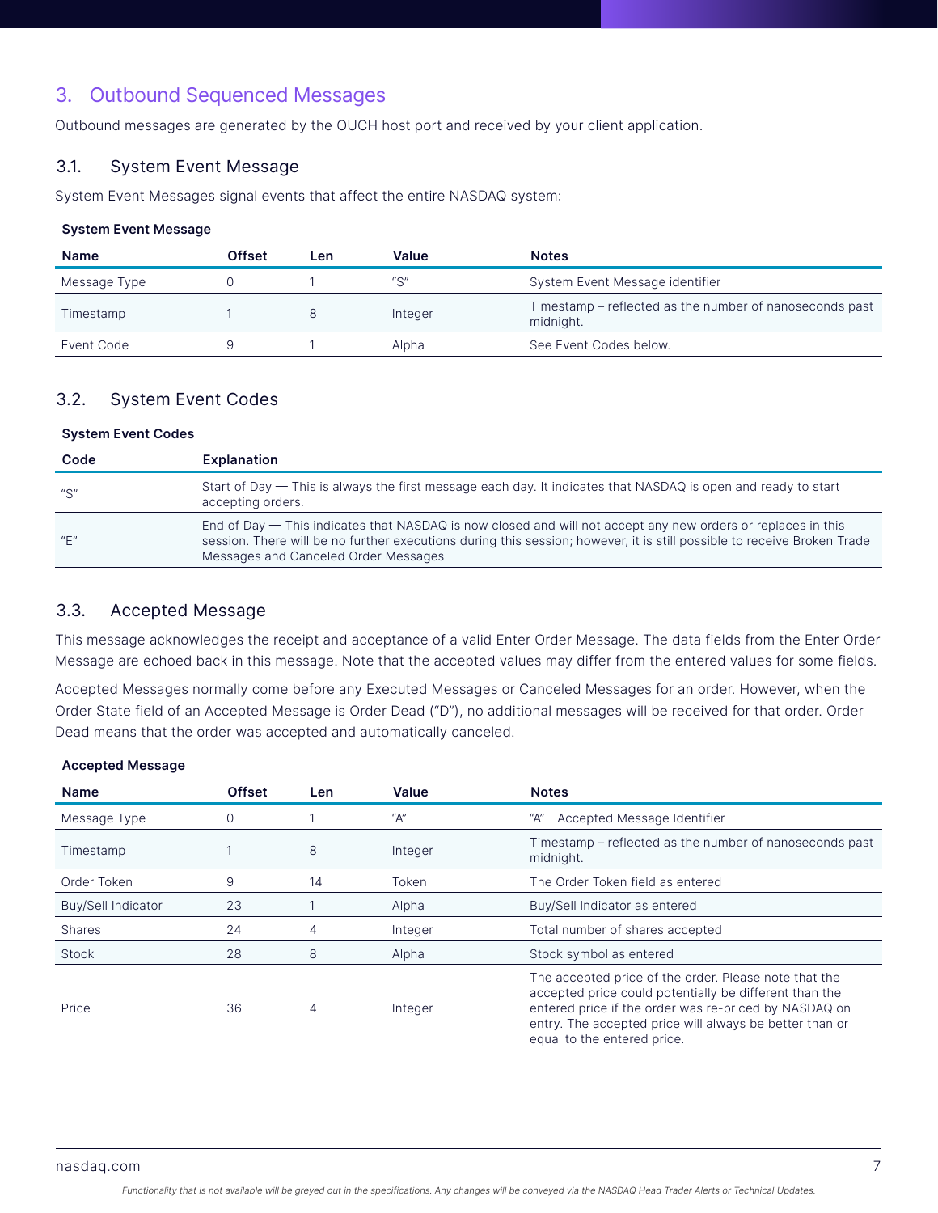# 3. Outbound Sequenced Messages

Outbound messages are generated by the OUCH host port and received by your client application.

## 3.1. System Event Message

System Event Messages signal events that affect the entire NASDAQ system:

**System Event Message**

| Name | Offset | Len | Value | Notes |
|---|---|---|---|---|
| Message Type | 0 | 1 | "S" | System Event Message identifier |
| Timestamp | 1 | 8 | Integer | Timestamp – reflected as the number of nanoseconds past midnight. |
| Event Code | 9 | 1 | Alpha | See Event Codes below. |

## 3.2. System Event Codes

**System Event Codes**

| Code | Explanation |
|---|---|
| "S" | Start of Day — This is always the first message each day. It indicates that NASDAQ is open and ready to start accepting orders. |
| "E" | End of Day — This indicates that NASDAQ is now closed and will not accept any new orders or replaces in this session. There will be no further executions during this session; however, it is still possible to receive Broken Trade Messages and Canceled Order Messages |

## 3.3. Accepted Message

This message acknowledges the receipt and acceptance of a valid Enter Order Message. The data fields from the Enter Order Message are echoed back in this message. Note that the accepted values may differ from the entered values for some fields.

Accepted Messages normally come before any Executed Messages or Canceled Messages for an order. However, when the Order State field of an Accepted Message is Order Dead ("D"), no additional messages will be received for that order. Order Dead means that the order was accepted and automatically canceled.

**Accepted Message**

| Name | Offset | Len | Value | Notes |
|---|---|---|---|---|
| Message Type | 0 | 1 | "A" | "A" - Accepted Message Identifier |
| Timestamp | 1 | 8 | Integer | Timestamp – reflected as the number of nanoseconds past midnight. |
| Order Token | 9 | 14 | Token | The Order Token field as entered |
| Buy/Sell Indicator | 23 | 1 | Alpha | Buy/Sell Indicator as entered |
| Shares | 24 | 4 | Integer | Total number of shares accepted |
| Stock | 28 | 8 | Alpha | Stock symbol as entered |
| Price | 36 | 4 | Integer | The accepted price of the order. Please note that the accepted price could potentially be different than the entered price if the order was re-priced by NASDAQ on entry. The accepted price will always be better than or equal to the entered price. |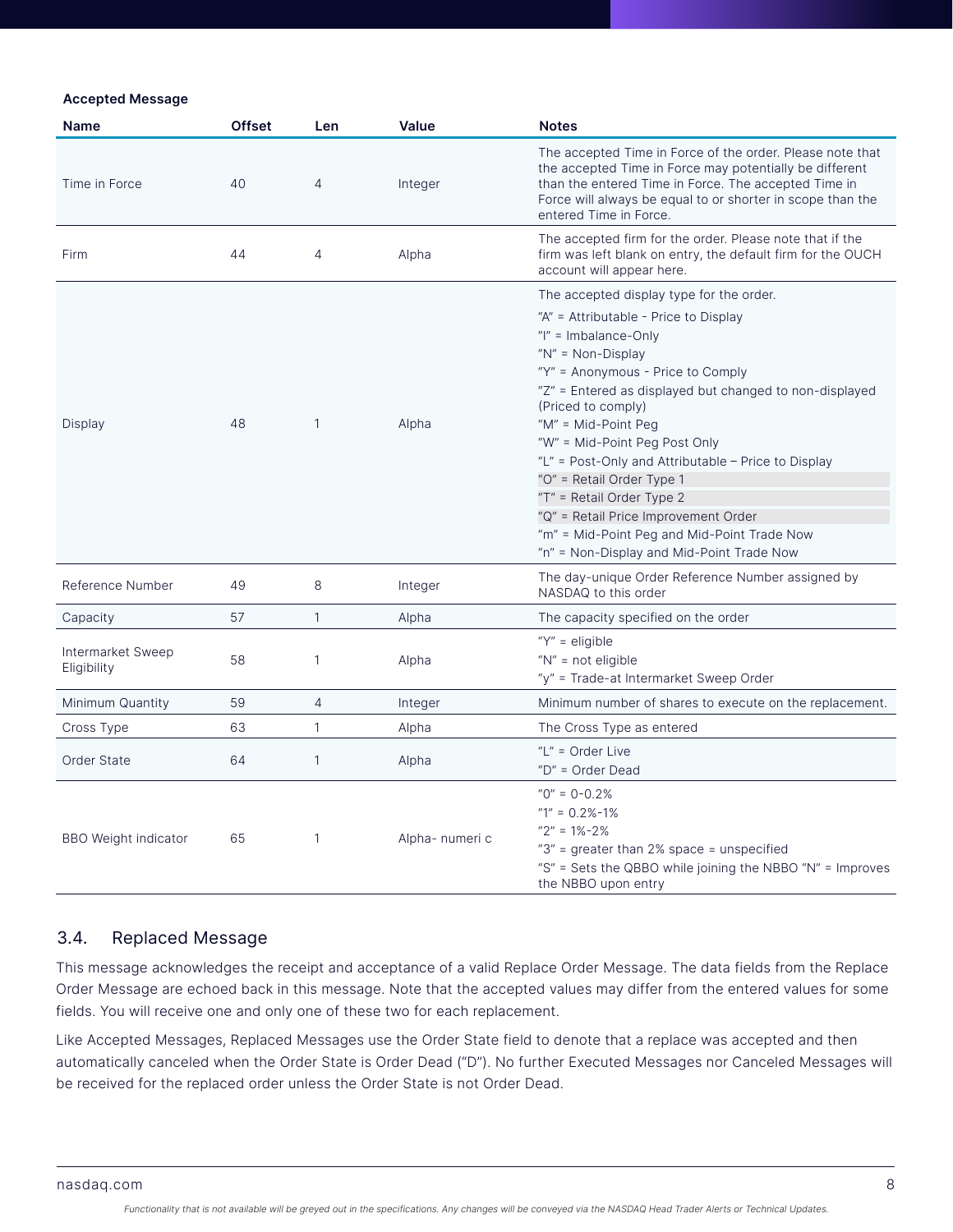**Accepted Message**

| Name | Offset | Len | Value | Notes |
|---|---|---|---|---|
| Time in Force | 40 | 4 | Integer | The accepted Time in Force of the order. Please note that the accepted Time in Force may potentially be different than the entered Time in Force. The accepted Time in Force will always be equal to or shorter in scope than the entered Time in Force. |
| Firm | 44 | 4 | Alpha | The accepted firm for the order. Please note that if the firm was left blank on entry, the default firm for the OUCH account will appear here. |
| Display | 48 | 1 | Alpha | The accepted display type for the order.<br>"A" = Attributable - Price to Display<br>"I" = Imbalance-Only<br>"N" = Non-Display<br>"Y" = Anonymous - Price to Comply<br>"Z" = Entered as displayed but changed to non-displayed (Priced to comply)<br>"M" = Mid-Point Peg<br>"W" = Mid-Point Peg Post Only<br>"L" = Post-Only and Attributable – Price to Display<br>"O" = Retail Order Type 1<br>"T" = Retail Order Type 2<br>"Q" = Retail Price Improvement Order<br>"m" = Mid-Point Peg and Mid-Point Trade Now<br>"n" = Non-Display and Mid-Point Trade Now |
| Reference Number | 49 | 8 | Integer | The day-unique Order Reference Number assigned by NASDAQ to this order |
| Capacity | 57 | 1 | Alpha | The capacity specified on the order |
| Intermarket Sweep Eligibility | 58 | 1 | Alpha | "Y" = eligible<br>"N" = not eligible<br>"y" = Trade-at Intermarket Sweep Order |
| Minimum Quantity | 59 | 4 | Integer | Minimum number of shares to execute on the replacement. |
| Cross Type | 63 | 1 | Alpha | The Cross Type as entered |
| Order State | 64 | 1 | Alpha | "L" = Order Live<br>"D" = Order Dead |
| BBO Weight indicator | 65 | 1 | Alpha- numeri c | "0" = 0-0.2%<br>"1" = 0.2%-1%<br>"2" = 1%-2%<br>"3" = greater than 2% space = unspecified<br>"S" = Sets the QBBO while joining the NBBO "N" = Improves the NBBO upon entry |

## 3.4. Replaced Message

This message acknowledges the receipt and acceptance of a valid Replace Order Message. The data fields from the Replace Order Message are echoed back in this message. Note that the accepted values may differ from the entered values for some fields. You will receive one and only one of these two for each replacement.

Like Accepted Messages, Replaced Messages use the Order State field to denote that a replace was accepted and then automatically canceled when the Order State is Order Dead ("D"). No further Executed Messages nor Canceled Messages will be received for the replaced order unless the Order State is not Order Dead.

*Functionality that is not available will be greyed out in the specifications. Any changes will be conveyed via the NASDAQ Head Trader Alerts or Technical Updates.*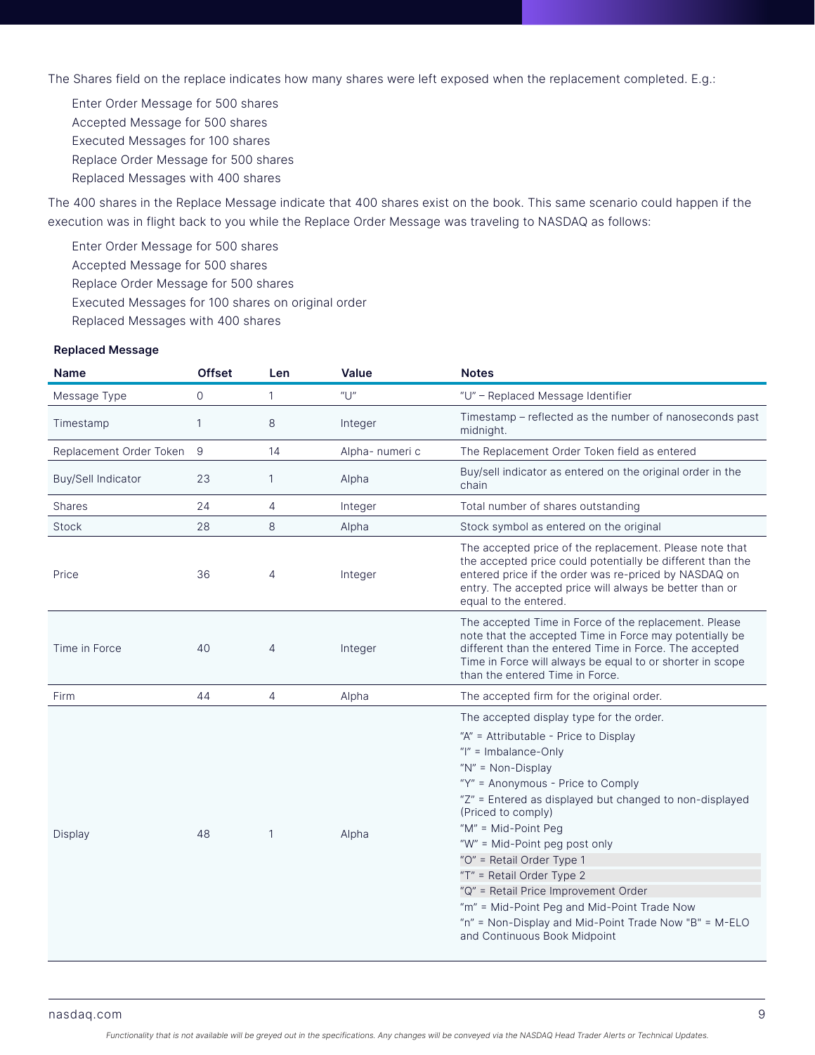The Shares field on the replace indicates how many shares were left exposed when the replacement completed. E.g.:

Enter Order Message for 500 shares
Accepted Message for 500 shares
Executed Messages for 100 shares
Replace Order Message for 500 shares
Replaced Messages with 400 shares

The 400 shares in the Replace Message indicate that 400 shares exist on the book. This same scenario could happen if the execution was in flight back to you while the Replace Order Message was traveling to NASDAQ as follows:

Enter Order Message for 500 shares
Accepted Message for 500 shares
Replace Order Message for 500 shares
Executed Messages for 100 shares on original order
Replaced Messages with 400 shares

**Replaced Message**

| Name | Offset | Len | Value | Notes |
|---|---|---|---|---|
| Message Type | 0 | 1 | "U" | "U" – Replaced Message Identifier |
| Timestamp | 1 | 8 | Integer | Timestamp – reflected as the number of nanoseconds past midnight. |
| Replacement Order Token | 9 | 14 | Alpha- numeri c | The Replacement Order Token field as entered |
| Buy/Sell Indicator | 23 | 1 | Alpha | Buy/sell indicator as entered on the original order in the chain |
| Shares | 24 | 4 | Integer | Total number of shares outstanding |
| Stock | 28 | 8 | Alpha | Stock symbol as entered on the original |
| Price | 36 | 4 | Integer | The accepted price of the replacement. Please note that the accepted price could potentially be different than the entered price if the order was re-priced by NASDAQ on entry. The accepted price will always be better than or equal to the entered. |
| Time in Force | 40 | 4 | Integer | The accepted Time in Force of the replacement. Please note that the accepted Time in Force may potentially be different than the entered Time in Force. The accepted Time in Force will always be equal to or shorter in scope than the entered Time in Force. |
| Firm | 44 | 4 | Alpha | The accepted firm for the original order. |
| Display | 48 | 1 | Alpha | The accepted display type for the order.<br>"A" = Attributable - Price to Display<br>"I" = Imbalance-Only<br>"N" = Non-Display<br>"Y" = Anonymous - Price to Comply<br>"Z" = Entered as displayed but changed to non-displayed (Priced to comply)<br>"M" = Mid-Point Peg<br>"W" = Mid-Point peg post only<br>"O" = Retail Order Type 1<br>"T" = Retail Order Type 2<br>"Q" = Retail Price Improvement Order<br>"m" = Mid-Point Peg and Mid-Point Trade Now<br>"n" = Non-Display and Mid-Point Trade Now "B" = M-ELO and Continuous Book Midpoint |

*Functionality that is not available will be greyed out in the specifications. Any changes will be conveyed via the NASDAQ Head Trader Alerts or Technical Updates.*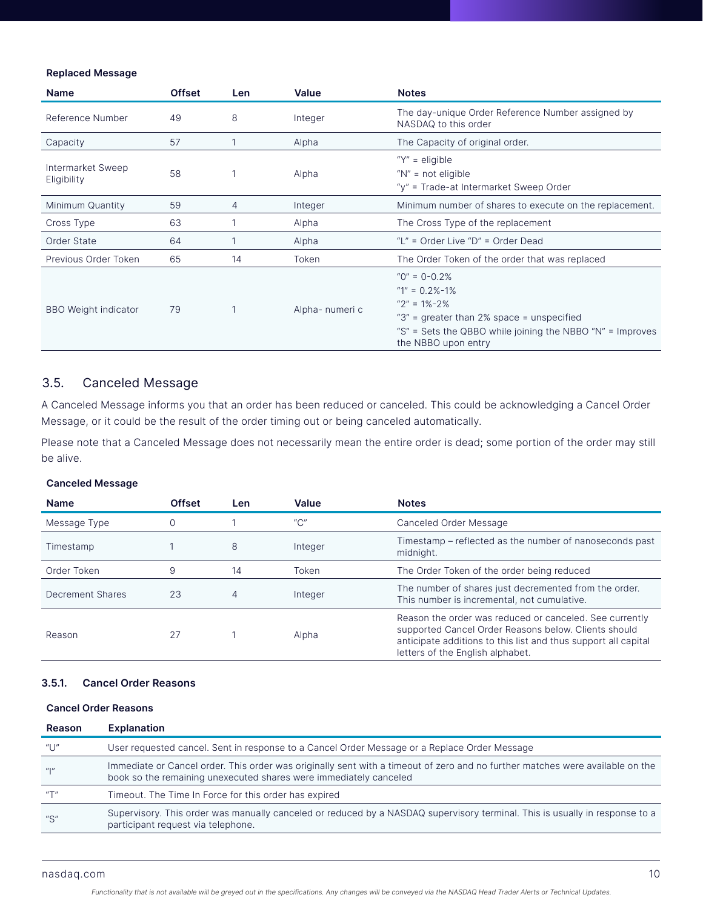**Replaced Message**

| Name | Offset | Len | Value | Notes |
|---|---|---|---|---|
| Reference Number | 49 | 8 | Integer | The day-unique Order Reference Number assigned by NASDAQ to this order |
| Capacity | 57 | 1 | Alpha | The Capacity of original order. |
| Intermarket Sweep Eligibility | 58 | 1 | Alpha | "Y" = eligible<br>"N" = not eligible<br>"y" = Trade-at Intermarket Sweep Order |
| Minimum Quantity | 59 | 4 | Integer | Minimum number of shares to execute on the replacement. |
| Cross Type | 63 | 1 | Alpha | The Cross Type of the replacement |
| Order State | 64 | 1 | Alpha | "L" = Order Live "D" = Order Dead |
| Previous Order Token | 65 | 14 | Token | The Order Token of the order that was replaced |
| BBO Weight indicator | 79 | 1 | Alpha- numeri c | "0" = 0-0.2%<br>"1" = 0.2%-1%<br>"2" = 1%-2%<br>"3" = greater than 2% space = unspecified<br>"S" = Sets the QBBO while joining the NBBO "N" = Improves the NBBO upon entry |

## 3.5. Canceled Message

A Canceled Message informs you that an order has been reduced or canceled. This could be acknowledging a Cancel Order Message, or it could be the result of the order timing out or being canceled automatically.

Please note that a Canceled Message does not necessarily mean the entire order is dead; some portion of the order may still be alive.

**Canceled Message**

| Name | Offset | Len | Value | Notes |
|---|---|---|---|---|
| Message Type | 0 | 1 | "C" | Canceled Order Message |
| Timestamp | 1 | 8 | Integer | Timestamp – reflected as the number of nanoseconds past midnight. |
| Order Token | 9 | 14 | Token | The Order Token of the order being reduced |
| Decrement Shares | 23 | 4 | Integer | The number of shares just decremented from the order. This number is incremental, not cumulative. |
| Reason | 27 | 1 | Alpha | Reason the order was reduced or canceled. See currently supported Cancel Order Reasons below. Clients should anticipate additions to this list and thus support all capital letters of the English alphabet. |

### 3.5.1. Cancel Order Reasons

**Cancel Order Reasons**

| Reason | Explanation |
|---|---|
| "U" | User requested cancel. Sent in response to a Cancel Order Message or a Replace Order Message |
| "I" | Immediate or Cancel order. This order was originally sent with a timeout of zero and no further matches were available on the book so the remaining unexecuted shares were immediately canceled |
| "T" | Timeout. The Time In Force for this order has expired |
| "S" | Supervisory. This order was manually canceled or reduced by a NASDAQ supervisory terminal. This is usually in response to a participant request via telephone. |

*Functionality that is not available will be greyed out in the specifications. Any changes will be conveyed via the NASDAQ Head Trader Alerts or Technical Updates.*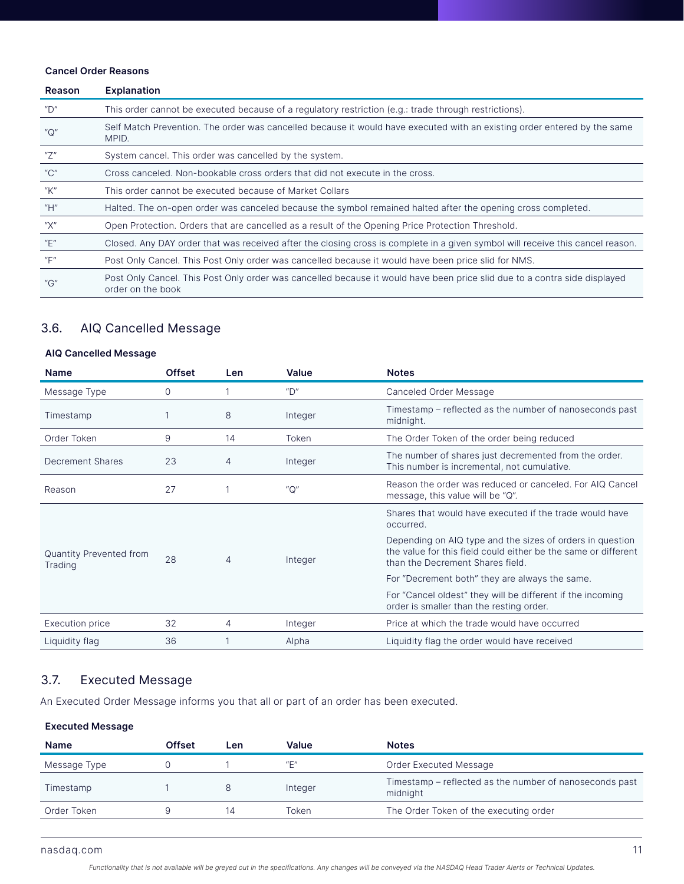**Cancel Order Reasons**

| Reason | Explanation |
|---|---|
| "D" | This order cannot be executed because of a regulatory restriction (e.g.: trade through restrictions). |
| "Q" | Self Match Prevention. The order was cancelled because it would have executed with an existing order entered by the same MPID. |
| "Z" | System cancel. This order was cancelled by the system. |
| "C" | Cross canceled. Non-bookable cross orders that did not execute in the cross. |
| "K" | This order cannot be executed because of Market Collars |
| "H" | Halted. The on-open order was canceled because the symbol remained halted after the opening cross completed. |
| "X" | Open Protection. Orders that are cancelled as a result of the Opening Price Protection Threshold. |
| "E" | Closed. Any DAY order that was received after the closing cross is complete in a given symbol will receive this cancel reason. |
| "F" | Post Only Cancel. This Post Only order was cancelled because it would have been price slid for NMS. |
| "G" | Post Only Cancel. This Post Only order was cancelled because it would have been price slid due to a contra side displayed order on the book |

## 3.6. AIQ Cancelled Message

**AIQ Cancelled Message**

| Name | Offset | Len | Value | Notes |
|---|---|---|---|---|
| Message Type | 0 | 1 | "D" | Canceled Order Message |
| Timestamp | 1 | 8 | Integer | Timestamp – reflected as the number of nanoseconds past midnight. |
| Order Token | 9 | 14 | Token | The Order Token of the order being reduced |
| Decrement Shares | 23 | 4 | Integer | The number of shares just decremented from the order. This number is incremental, not cumulative. |
| Reason | 27 | 1 | "Q" | Reason the order was reduced or canceled. For AIQ Cancel message, this value will be "Q". |
| Quantity Prevented from Trading | 28 | 4 | Integer | Shares that would have executed if the trade would have occurred.<br>Depending on AIQ type and the sizes of orders in question the value for this field could either be the same or different than the Decrement Shares field.<br>For "Decrement both" they are always the same.<br>For "Cancel oldest" they will be different if the incoming order is smaller than the resting order. |
| Execution price | 32 | 4 | Integer | Price at which the trade would have occurred |
| Liquidity flag | 36 | 1 | Alpha | Liquidity flag the order would have received |

## 3.7. Executed Message

An Executed Order Message informs you that all or part of an order has been executed.

**Executed Message**

| Name | Offset | Len | Value | Notes |
|---|---|---|---|---|
| Message Type | 0 | 1 | "E" | Order Executed Message |
| Timestamp | 1 | 8 | Integer | Timestamp – reflected as the number of nanoseconds past midnight |
| Order Token | 9 | 14 | Token | The Order Token of the executing order |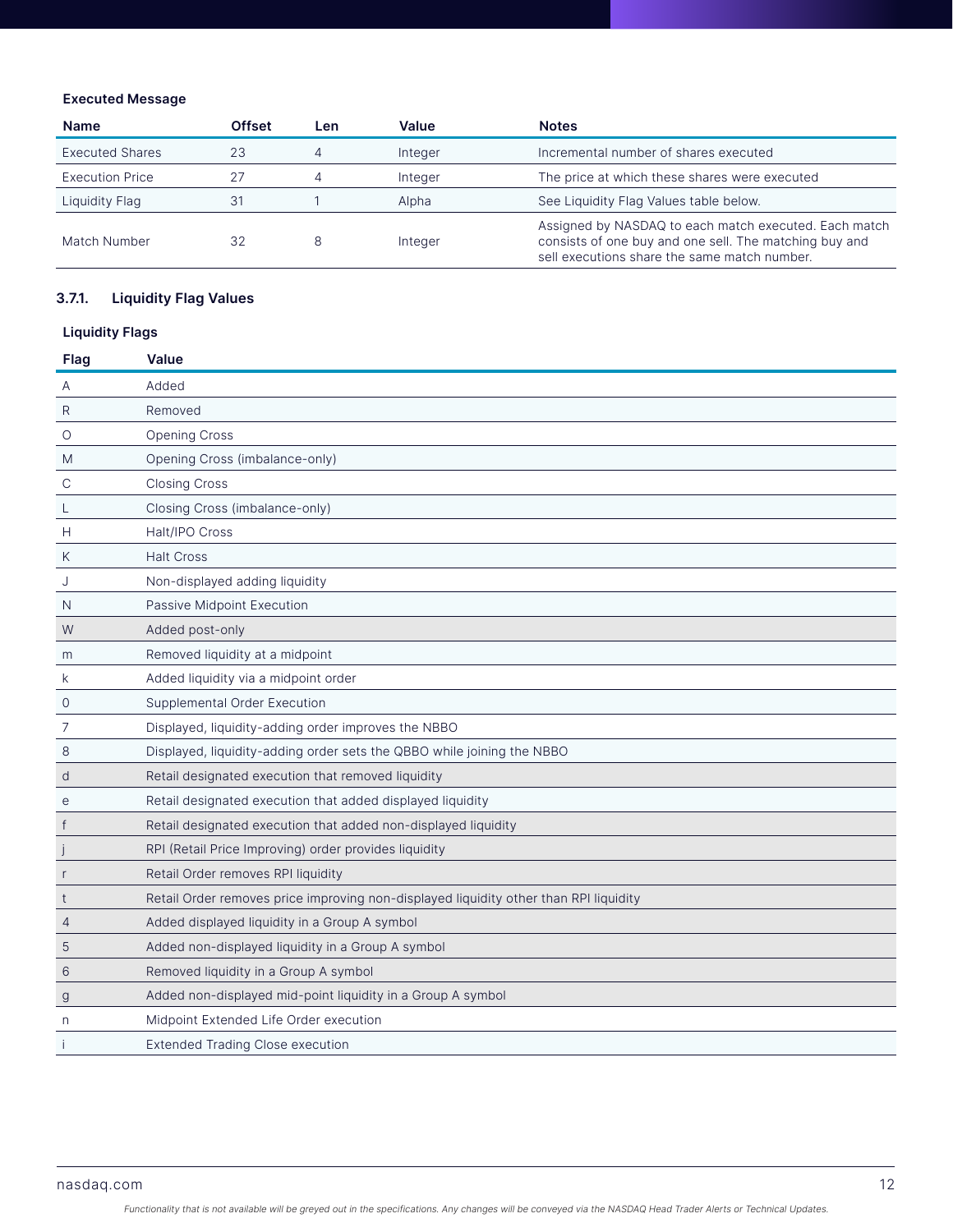**Executed Message**

| Name | Offset | Len | Value | Notes |
|---|---|---|---|---|
| Executed Shares | 23 | 4 | Integer | Incremental number of shares executed |
| Execution Price | 27 | 4 | Integer | The price at which these shares were executed |
| Liquidity Flag | 31 | 1 | Alpha | See Liquidity Flag Values table below. |
| Match Number | 32 | 8 | Integer | Assigned by NASDAQ to each match executed. Each match consists of one buy and one sell. The matching buy and sell executions share the same match number. |

### 3.7.1. Liquidity Flag Values

**Liquidity Flags**

| Flag | Value |
|---|---|
| A | Added |
| R | Removed |
| O | Opening Cross |
| M | Opening Cross (imbalance-only) |
| C | Closing Cross |
| L | Closing Cross (imbalance-only) |
| H | Halt/IPO Cross |
| K | Halt Cross |
| J | Non-displayed adding liquidity |
| N | Passive Midpoint Execution |
| W | Added post-only |
| m | Removed liquidity at a midpoint |
| k | Added liquidity via a midpoint order |
| 0 | Supplemental Order Execution |
| 7 | Displayed, liquidity-adding order improves the NBBO |
| 8 | Displayed, liquidity-adding order sets the QBBO while joining the NBBO |
| d | Retail designated execution that removed liquidity |
| e | Retail designated execution that added displayed liquidity |
| f | Retail designated execution that added non-displayed liquidity |
| j | RPI (Retail Price Improving) order provides liquidity |
| r | Retail Order removes RPI liquidity |
| t | Retail Order removes price improving non-displayed liquidity other than RPI liquidity |
| 4 | Added displayed liquidity in a Group A symbol |
| 5 | Added non-displayed liquidity in a Group A symbol |
| 6 | Removed liquidity in a Group A symbol |
| g | Added non-displayed mid-point liquidity in a Group A symbol |
| n | Midpoint Extended Life Order execution |
| i | Extended Trading Close execution |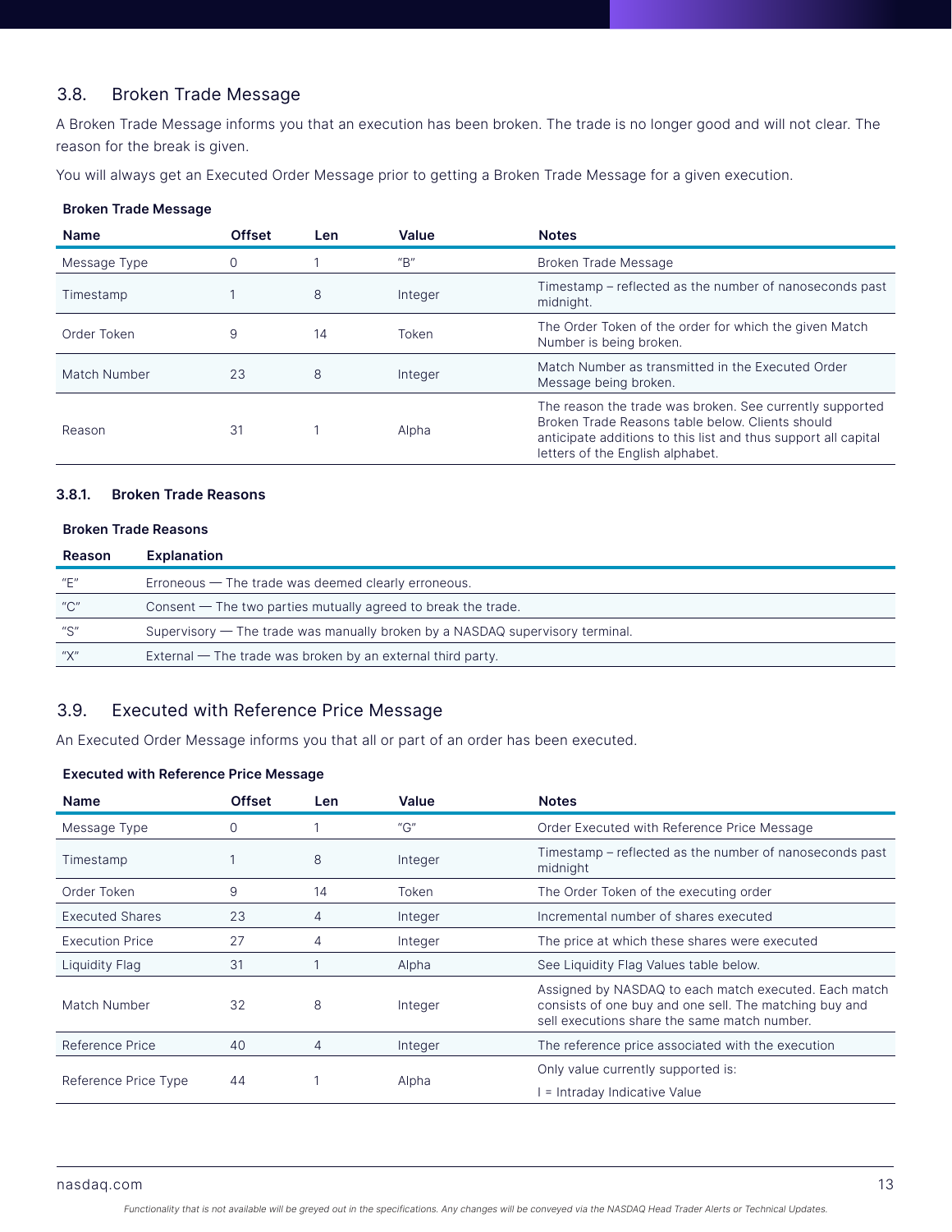## 3.8. Broken Trade Message

A Broken Trade Message informs you that an execution has been broken. The trade is no longer good and will not clear. The reason for the break is given.

You will always get an Executed Order Message prior to getting a Broken Trade Message for a given execution.

**Broken Trade Message**

| Name | Offset | Len | Value | Notes |
|---|---|---|---|---|
| Message Type | 0 | 1 | "B" | Broken Trade Message |
| Timestamp | 1 | 8 | Integer | Timestamp – reflected as the number of nanoseconds past midnight. |
| Order Token | 9 | 14 | Token | The Order Token of the order for which the given Match Number is being broken. |
| Match Number | 23 | 8 | Integer | Match Number as transmitted in the Executed Order Message being broken. |
| Reason | 31 | 1 | Alpha | The reason the trade was broken. See currently supported Broken Trade Reasons table below. Clients should anticipate additions to this list and thus support all capital letters of the English alphabet. |

### 3.8.1. Broken Trade Reasons

**Broken Trade Reasons**

| Reason | Explanation |
|---|---|
| "E" | Erroneous — The trade was deemed clearly erroneous. |
| "C" | Consent — The two parties mutually agreed to break the trade. |
| "S" | Supervisory — The trade was manually broken by a NASDAQ supervisory terminal. |
| "X" | External — The trade was broken by an external third party. |

## 3.9. Executed with Reference Price Message

An Executed Order Message informs you that all or part of an order has been executed.

**Executed with Reference Price Message**

| Name | Offset | Len | Value | Notes |
|---|---|---|---|---|
| Message Type | 0 | 1 | "G" | Order Executed with Reference Price Message |
| Timestamp | 1 | 8 | Integer | Timestamp – reflected as the number of nanoseconds past midnight |
| Order Token | 9 | 14 | Token | The Order Token of the executing order |
| Executed Shares | 23 | 4 | Integer | Incremental number of shares executed |
| Execution Price | 27 | 4 | Integer | The price at which these shares were executed |
| Liquidity Flag | 31 | 1 | Alpha | See Liquidity Flag Values table below. |
| Match Number | 32 | 8 | Integer | Assigned by NASDAQ to each match executed. Each match consists of one buy and one sell. The matching buy and sell executions share the same match number. |
| Reference Price | 40 | 4 | Integer | The reference price associated with the execution |
| Reference Price Type | 44 | 1 | Alpha | Only value currently supported is:<br>I = Intraday Indicative Value |

*Functionality that is not available will be greyed out in the specifications. Any changes will be conveyed via the NASDAQ Head Trader Alerts or Technical Updates.*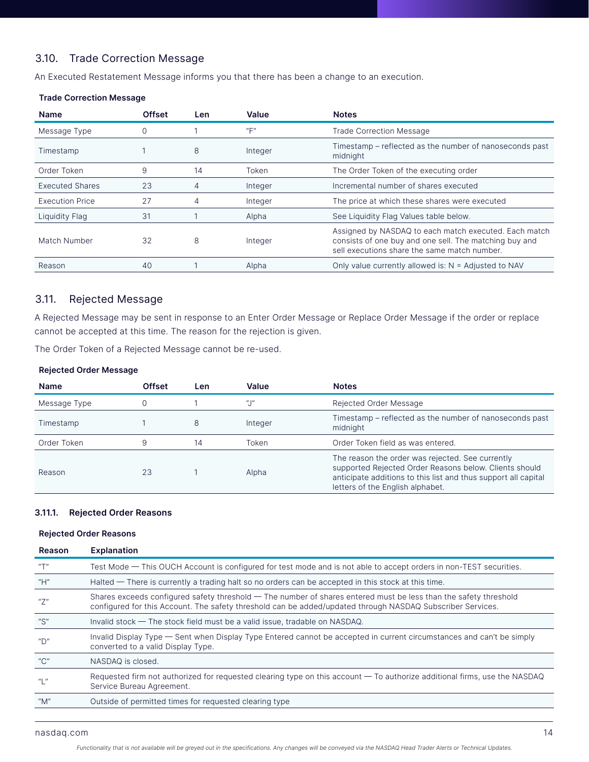## 3.10. Trade Correction Message

An Executed Restatement Message informs you that there has been a change to an execution.

**Trade Correction Message**

| Name | Offset | Len | Value | Notes |
|---|---|---|---|---|
| Message Type | 0 | 1 | "F" | Trade Correction Message |
| Timestamp | 1 | 8 | Integer | Timestamp – reflected as the number of nanoseconds past midnight |
| Order Token | 9 | 14 | Token | The Order Token of the executing order |
| Executed Shares | 23 | 4 | Integer | Incremental number of shares executed |
| Execution Price | 27 | 4 | Integer | The price at which these shares were executed |
| Liquidity Flag | 31 | 1 | Alpha | See Liquidity Flag Values table below. |
| Match Number | 32 | 8 | Integer | Assigned by NASDAQ to each match executed. Each match consists of one buy and one sell. The matching buy and sell executions share the same match number. |
| Reason | 40 | 1 | Alpha | Only value currently allowed is: N = Adjusted to NAV |

## 3.11. Rejected Message

A Rejected Message may be sent in response to an Enter Order Message or Replace Order Message if the order or replace cannot be accepted at this time. The reason for the rejection is given.

The Order Token of a Rejected Message cannot be re-used.

**Rejected Order Message**

| Name | Offset | Len | Value | Notes |
|---|---|---|---|---|
| Message Type | 0 | 1 | "J" | Rejected Order Message |
| Timestamp | 1 | 8 | Integer | Timestamp – reflected as the number of nanoseconds past midnight |
| Order Token | 9 | 14 | Token | Order Token field as was entered. |
| Reason | 23 | 1 | Alpha | The reason the order was rejected. See currently supported Rejected Order Reasons below. Clients should anticipate additions to this list and thus support all capital letters of the English alphabet. |

### 3.11.1. Rejected Order Reasons

**Rejected Order Reasons**

| Reason | Explanation |
|---|---|
| "T" | Test Mode — This OUCH Account is configured for test mode and is not able to accept orders in non-TEST securities. |
| "H" | Halted — There is currently a trading halt so no orders can be accepted in this stock at this time. |
| "Z" | Shares exceeds configured safety threshold — The number of shares entered must be less than the safety threshold configured for this Account. The safety threshold can be added/updated through NASDAQ Subscriber Services. |
| "S" | Invalid stock — The stock field must be a valid issue, tradable on NASDAQ. |
| "D" | Invalid Display Type — Sent when Display Type Entered cannot be accepted in current circumstances and can't be simply converted to a valid Display Type. |
| "C" | NASDAQ is closed. |
| "L" | Requested firm not authorized for requested clearing type on this account — To authorize additional firms, use the NASDAQ Service Bureau Agreement. |
| "M" | Outside of permitted times for requested clearing type |

*Functionality that is not available will be greyed out in the specifications. Any changes will be conveyed via the NASDAQ Head Trader Alerts or Technical Updates.*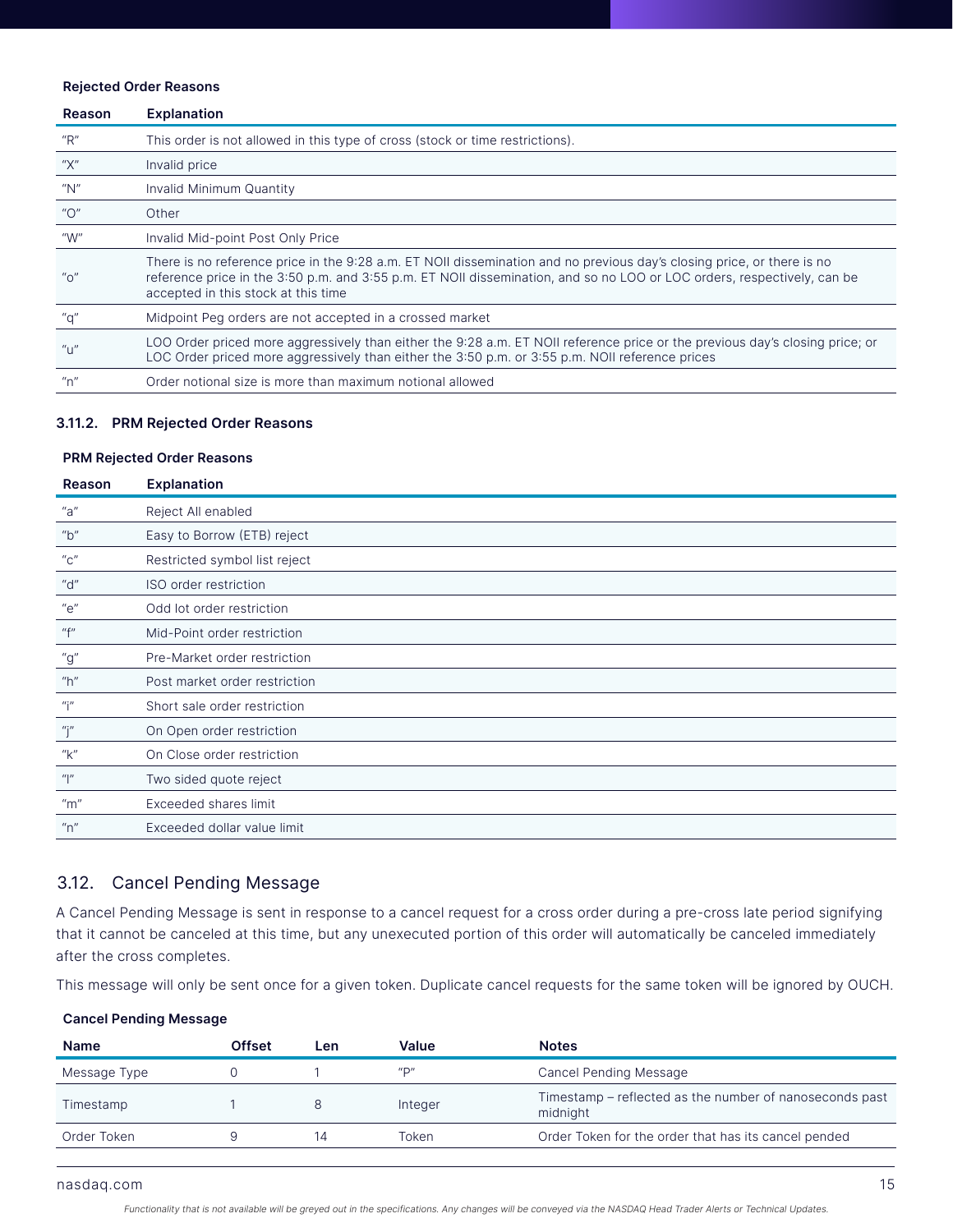**Rejected Order Reasons**

| Reason | Explanation |
|---|---|
| "R" | This order is not allowed in this type of cross (stock or time restrictions). |
| "X" | Invalid price |
| "N" | Invalid Minimum Quantity |
| "O" | Other |
| "W" | Invalid Mid-point Post Only Price |
| "o" | There is no reference price in the 9:28 a.m. ET NOII dissemination and no previous day's closing price, or there is no reference price in the 3:50 p.m. and 3:55 p.m. ET NOII dissemination, and so no LOO or LOC orders, respectively, can be accepted in this stock at this time |
| "q" | Midpoint Peg orders are not accepted in a crossed market |
| "u" | LOO Order priced more aggressively than either the 9:28 a.m. ET NOII reference price or the previous day's closing price; or LOC Order priced more aggressively than either the 3:50 p.m. or 3:55 p.m. NOII reference prices |
| "n" | Order notional size is more than maximum notional allowed |

### 3.11.2. PRM Rejected Order Reasons

**PRM Rejected Order Reasons**

| Reason | Explanation |
|---|---|
| "a" | Reject All enabled |
| "b" | Easy to Borrow (ETB) reject |
| "c" | Restricted symbol list reject |
| "d" | ISO order restriction |
| "e" | Odd lot order restriction |
| "f" | Mid-Point order restriction |
| "g" | Pre-Market order restriction |
| "h" | Post market order restriction |
| "i" | Short sale order restriction |
| "j" | On Open order restriction |
| "k" | On Close order restriction |
| "l" | Two sided quote reject |
| "m" | Exceeded shares limit |
| "n" | Exceeded dollar value limit |

## 3.12. Cancel Pending Message

A Cancel Pending Message is sent in response to a cancel request for a cross order during a pre-cross late period signifying that it cannot be canceled at this time, but any unexecuted portion of this order will automatically be canceled immediately after the cross completes.

This message will only be sent once for a given token. Duplicate cancel requests for the same token will be ignored by OUCH.

**Cancel Pending Message**

| Name | Offset | Len | Value | Notes |
|---|---|---|---|---|
| Message Type | 0 | 1 | "P" | Cancel Pending Message |
| Timestamp | 1 | 8 | Integer | Timestamp – reflected as the number of nanoseconds past midnight |
| Order Token | 9 | 14 | Token | Order Token for the order that has its cancel pended |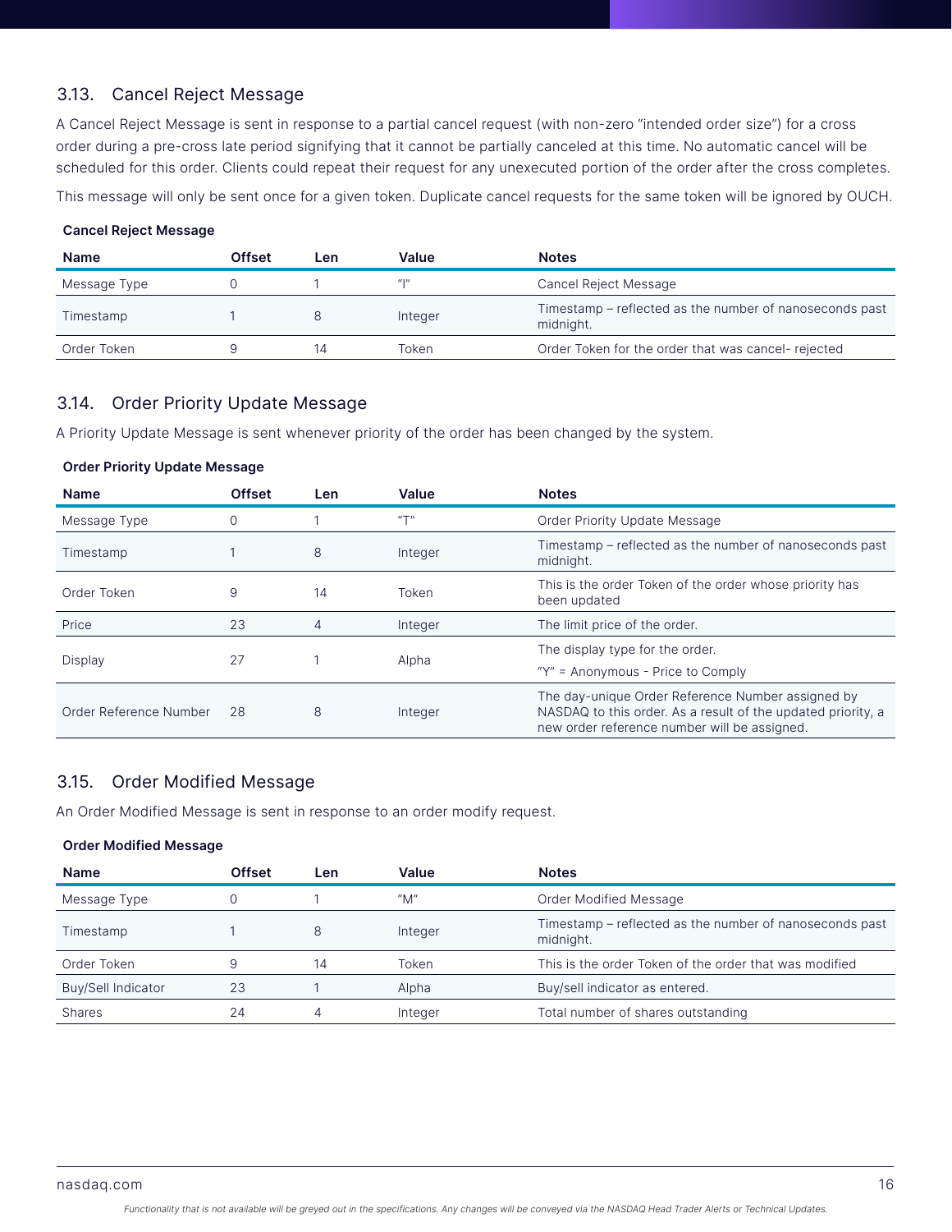## 3.13. Cancel Reject Message

A Cancel Reject Message is sent in response to a partial cancel request (with non-zero "intended order size") for a cross order during a pre-cross late period signifying that it cannot be partially canceled at this time. No automatic cancel will be scheduled for this order. Clients could repeat their request for any unexecuted portion of the order after the cross completes.

This message will only be sent once for a given token. Duplicate cancel requests for the same token will be ignored by OUCH.

**Cancel Reject Message**

| Name | Offset | Len | Value | Notes |
|---|---|---|---|---|
| Message Type | 0 | 1 | "I" | Cancel Reject Message |
| Timestamp | 1 | 8 | Integer | Timestamp – reflected as the number of nanoseconds past midnight. |
| Order Token | 9 | 14 | Token | Order Token for the order that was cancel- rejected |

## 3.14. Order Priority Update Message

A Priority Update Message is sent whenever priority of the order has been changed by the system.

**Order Priority Update Message**

| Name | Offset | Len | Value | Notes |
|---|---|---|---|---|
| Message Type | 0 | 1 | "T" | Order Priority Update Message |
| Timestamp | 1 | 8 | Integer | Timestamp – reflected as the number of nanoseconds past midnight. |
| Order Token | 9 | 14 | Token | This is the order Token of the order whose priority has been updated |
| Price | 23 | 4 | Integer | The limit price of the order. |
| Display | 27 | 1 | Alpha | The display type for the order.<br>"Y" = Anonymous - Price to Comply |
| Order Reference Number | 28 | 8 | Integer | The day-unique Order Reference Number assigned by NASDAQ to this order. As a result of the updated priority, a new order reference number will be assigned. |

## 3.15. Order Modified Message

An Order Modified Message is sent in response to an order modify request.

**Order Modified Message**

| Name | Offset | Len | Value | Notes |
|---|---|---|---|---|
| Message Type | 0 | 1 | "M" | Order Modified Message |
| Timestamp | 1 | 8 | Integer | Timestamp – reflected as the number of nanoseconds past midnight. |
| Order Token | 9 | 14 | Token | This is the order Token of the order that was modified |
| Buy/Sell Indicator | 23 | 1 | Alpha | Buy/sell indicator as entered. |
| Shares | 24 | 4 | Integer | Total number of shares outstanding |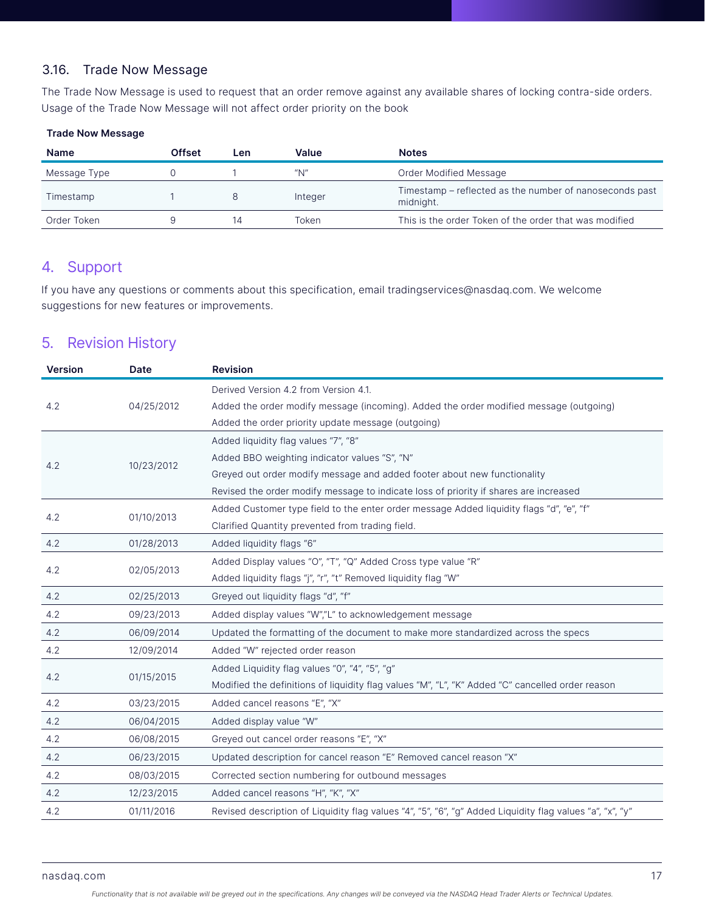### 3.16. Trade Now Message

The Trade Now Message is used to request that an order remove against any available shares of locking contra-side orders. Usage of the Trade Now Message will not affect order priority on the book

**Trade Now Message**

| Name | Offset | Len | Value | Notes |
|---|---|---|---|---|
| Message Type | 0 | 1 | "N" | Order Modified Message |
| Timestamp | 1 | 8 | Integer | Timestamp – reflected as the number of nanoseconds past midnight. |
| Order Token | 9 | 14 | Token | This is the order Token of the order that was modified |

## 4. Support

If you have any questions or comments about this specification, email tradingservices@nasdaq.com. We welcome suggestions for new features or improvements.

## 5. Revision History

| Version | Date | Revision |
|---|---|---|
| 4.2 | 04/25/2012 | Derived Version 4.2 from Version 4.1.<br>Added the order modify message (incoming). Added the order modified message (outgoing)<br>Added the order priority update message (outgoing) |
| 4.2 | 10/23/2012 | Added liquidity flag values "7", "8"<br>Added BBO weighting indicator values "S", "N"<br>Greyed out order modify message and added footer about new functionality<br>Revised the order modify message to indicate loss of priority if shares are increased |
| 4.2 | 01/10/2013 | Added Customer type field to the enter order message Added liquidity flags "d", "e", "f"<br>Clarified Quantity prevented from trading field. |
| 4.2 | 01/28/2013 | Added liquidity flags "6" |
| 4.2 | 02/05/2013 | Added Display values "O", "T", "Q" Added Cross type value "R"<br>Added liquidity flags "j", "r", "t" Removed liquidity flag "W" |
| 4.2 | 02/25/2013 | Greyed out liquidity flags "d", "f" |
| 4.2 | 09/23/2013 | Added display values "W","L" to acknowledgement message |
| 4.2 | 06/09/2014 | Updated the formatting of the document to make more standardized across the specs |
| 4.2 | 12/09/2014 | Added "W" rejected order reason |
| 4.2 | 01/15/2015 | Added Liquidity flag values "0", "4", "5", "g"<br>Modified the definitions of liquidity flag values "M", "L", "K" Added "C" cancelled order reason |
| 4.2 | 03/23/2015 | Added cancel reasons "E", "X" |
| 4.2 | 06/04/2015 | Added display value "W" |
| 4.2 | 06/08/2015 | Greyed out cancel order reasons "E", "X" |
| 4.2 | 06/23/2015 | Updated description for cancel reason "E" Removed cancel reason "X" |
| 4.2 | 08/03/2015 | Corrected section numbering for outbound messages |
| 4.2 | 12/23/2015 | Added cancel reasons "H", "K", "X" |
| 4.2 | 01/11/2016 | Revised description of Liquidity flag values "4", "5", "6", "g" Added Liquidity flag values "a", "x", "y" |

*Functionality that is not available will be greyed out in the specifications. Any changes will be conveyed via the NASDAQ Head Trader Alerts or Technical Updates.*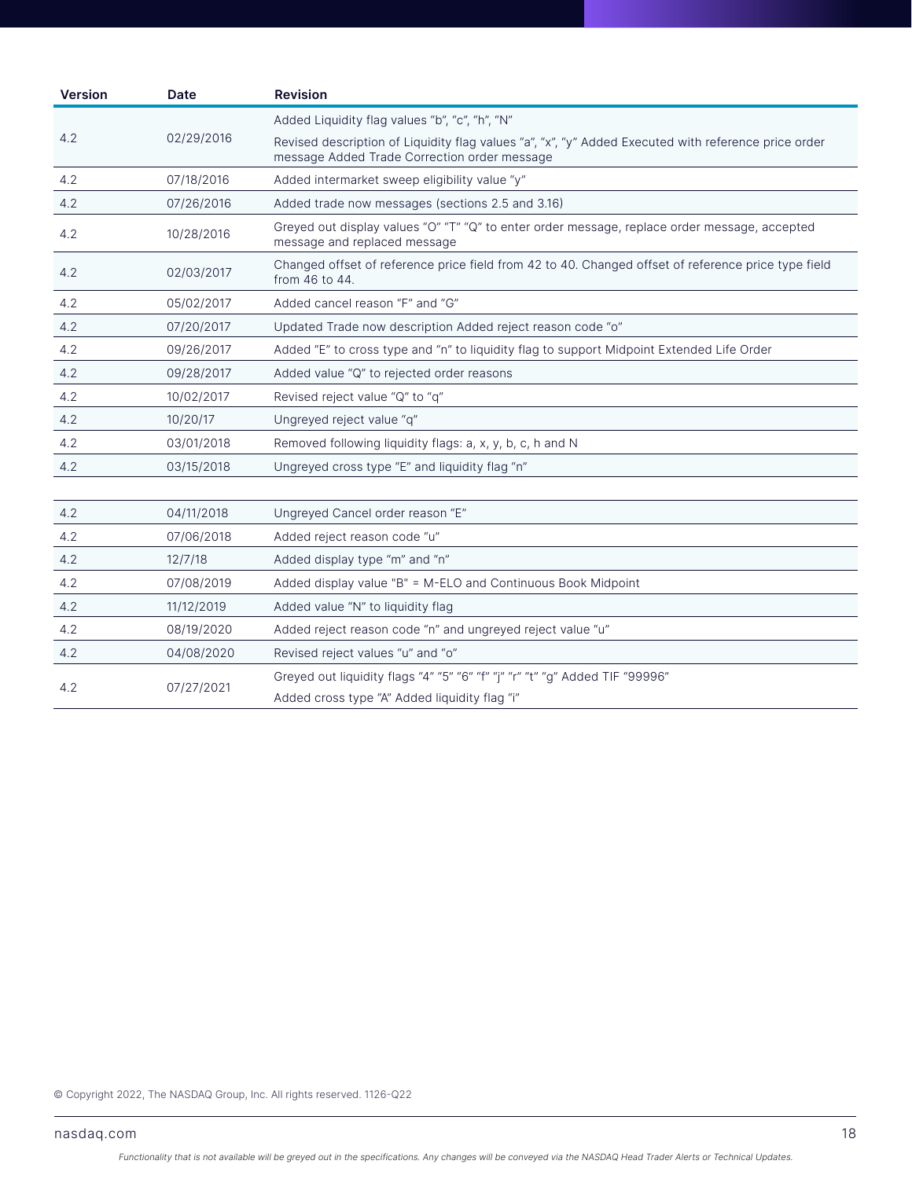| Version | Date | Revision |
|---|---|---|
| 4.2 | 02/29/2016 | Added Liquidity flag values "b", "c", "h", "N"<br>Revised description of Liquidity flag values "a", "x", "y" Added Executed with reference price order message Added Trade Correction order message |
| 4.2 | 07/18/2016 | Added intermarket sweep eligibility value "y" |
| 4.2 | 07/26/2016 | Added trade now messages (sections 2.5 and 3.16) |
| 4.2 | 10/28/2016 | Greyed out display values "O" "T" "Q" to enter order message, replace order message, accepted message and replaced message |
| 4.2 | 02/03/2017 | Changed offset of reference price field from 42 to 40. Changed offset of reference price type field from 46 to 44. |
| 4.2 | 05/02/2017 | Added cancel reason "F" and "G" |
| 4.2 | 07/20/2017 | Updated Trade now description Added reject reason code "o" |
| 4.2 | 09/26/2017 | Added "E" to cross type and "n" to liquidity flag to support Midpoint Extended Life Order |
| 4.2 | 09/28/2017 | Added value "Q" to rejected order reasons |
| 4.2 | 10/02/2017 | Revised reject value "Q" to "q" |
| 4.2 | 10/20/17 | Ungreyed reject value "q" |
| 4.2 | 03/01/2018 | Removed following liquidity flags: a, x, y, b, c, h and N |
| 4.2 | 03/15/2018 | Ungreyed cross type "E" and liquidity flag "n" |
| | | |
| 4.2 | 04/11/2018 | Ungreyed Cancel order reason "E" |
| 4.2 | 07/06/2018 | Added reject reason code "u" |
| 4.2 | 12/7/18 | Added display type "m" and "n" |
| 4.2 | 07/08/2019 | Added display value "B" = M-ELO and Continuous Book Midpoint |
| 4.2 | 11/12/2019 | Added value "N" to liquidity flag |
| 4.2 | 08/19/2020 | Added reject reason code "n" and ungreyed reject value "u" |
| 4.2 | 04/08/2020 | Revised reject values "u" and "o" |
| 4.2 | 07/27/2021 | Greyed out liquidity flags "4" "5" "6" "f" "j" "r" "t" "g" Added TIF "99996"<br>Added cross type "A" Added liquidity flag "i" |

© Copyright 2022, The NASDAQ Group, Inc. All rights reserved. 1126-Q22

*Functionality that is not available will be greyed out in the specifications. Any changes will be conveyed via the NASDAQ Head Trader Alerts or Technical Updates.*